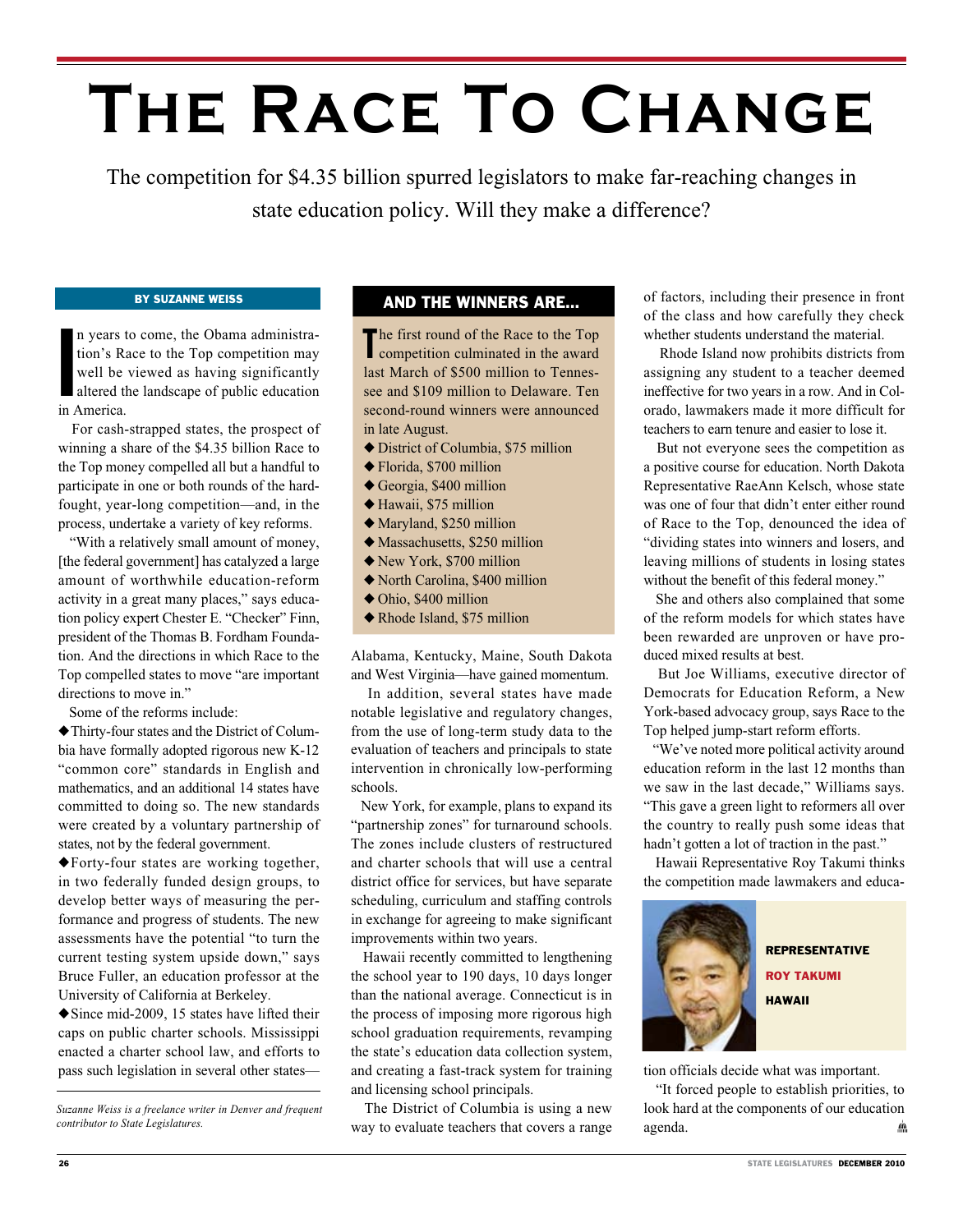# The Race To Change

The competition for $4.35 billion spurred legislators to make far-reaching changes in state education policy. Will they make a difference?

**By Suzanne Weiss**

In years to come, the Obama administration's Race to the Top competition may well be viewed as having significantly altered the landscape of public education in America.

For cash-strapped states, the prospect of winning a share of the $4.35 billion Race to the Top money compelled all but a handful to participate in one or both rounds of the hard-fought, year-long competition—and, in the process, undertake a variety of key reforms.

"With a relatively small amount of money, [the federal government] has catalyzed a large amount of worthwhile education-reform activity in a great many places," says education policy expert Chester E. "Checker" Finn, president of the Thomas B. Fordham Foundation. And the directions in which Race to the Top compelled states to move "are important directions to move in."

Some of the reforms include:

◆ Thirty-four states and the District of Columbia have formally adopted rigorous new K-12 "common core" standards in English and mathematics, and an additional 14 states have committed to doing so. The new standards were created by a voluntary partnership of states, not by the federal government.

◆ Forty-four states are working together, in two federally funded design groups, to develop better ways of measuring the performance and progress of students. The new assessments have the potential "to turn the current testing system upside down," says Bruce Fuller, an education professor at the University of California at Berkeley.

◆ Since mid-2009, 15 states have lifted their caps on public charter schools. Mississippi enacted a charter school law, and efforts to pass such legislation in several other states—Alabama, Kentucky, Maine, South Dakota and West Virginia—have gained momentum.

In addition, several states have made notable legislative and regulatory changes, from the use of long-term study data to the evaluation of teachers and principals to state intervention in chronically low-performing schools.

New York, for example, plans to expand its "partnership zones" for turnaround schools. The zones include clusters of restructured and charter schools that will use a central district office for services, but have separate scheduling, curriculum and staffing controls in exchange for agreeing to make significant improvements within two years.

Hawaii recently committed to lengthening the school year to 190 days, 10 days longer than the national average. Connecticut is in the process of imposing more rigorous high school graduation requirements, revamping the state's education data collection system, and creating a fast-track system for training and licensing school principals.

The District of Columbia is using a new way to evaluate teachers that covers a range of factors, including their presence in front of the class and how carefully they check whether students understand the material.

Rhode Island now prohibits districts from assigning any student to a teacher deemed ineffective for two years in a row. And in Colorado, lawmakers made it more difficult for teachers to earn tenure and easier to lose it.

But not everyone sees the competition as a positive course for education. North Dakota Representative RaeAnn Kelsch, whose state was one of four that didn't enter either round of Race to the Top, denounced the idea of "dividing states into winners and losers, and leaving millions of students in losing states without the benefit of this federal money."

She and others also complained that some of the reform models for which states have been rewarded are unproven or have produced mixed results at best.

But Joe Williams, executive director of Democrats for Education Reform, a New York-based advocacy group, says Race to the Top helped jump-start reform efforts.

"We've noted more political activity around education reform in the last 12 months than we saw in the last decade," Williams says. "This gave a green light to reformers all over the country to really push some ideas that hadn't gotten a lot of traction in the past."

Hawaii Representative Roy Takumi thinks the competition made lawmakers and education officials decide what was important.

"It forced people to establish priorities, to look hard at the components of our education agenda.

**Representative Roy Takumi Hawaii**

## And the Winners Are...

The first round of the Race to the Top competition culminated in the award last March of $500 million to Tennessee and $109 million to Delaware. Ten second-round winners were announced in late August.

◆ District of Columbia, $75 million
◆ Florida, $700 million
◆ Georgia, $400 million
◆ Hawaii, $75 million
◆ Maryland, $250 million
◆ Massachusetts, $250 million
◆ New York, $700 million
◆ North Carolina, $400 million
◆ Ohio, $400 million
◆ Rhode Island, $75 million

*Suzanne Weiss is a freelance writer in Denver and frequent contributor to State Legislatures.*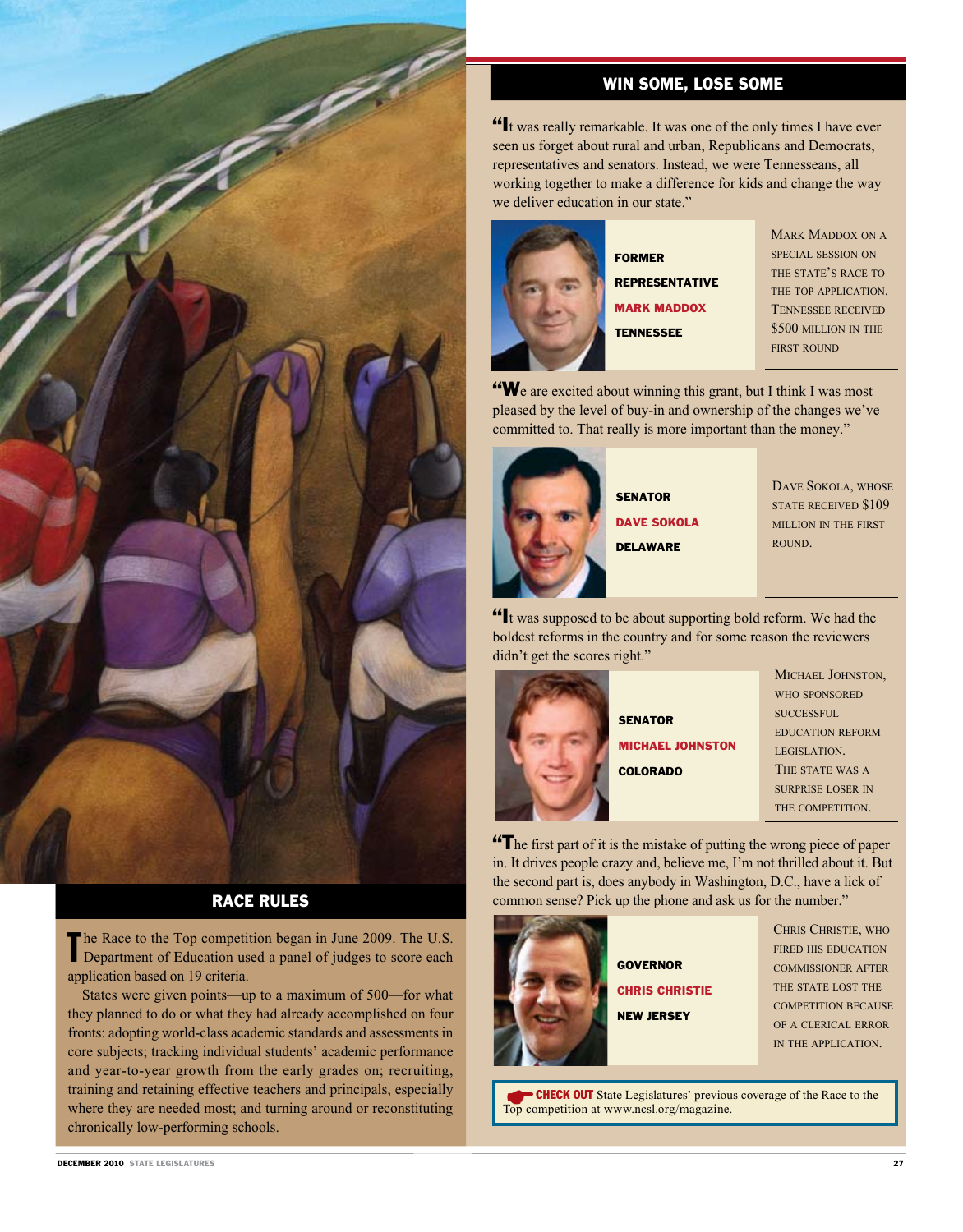## RACE RULES

The Race to the Top competition began in June 2009. The U.S. Department of Education used a panel of judges to score each application based on 19 criteria.

States were given points—up to a maximum of 500—for what they planned to do or what they had already accomplished on four fronts: adopting world-class academic standards and assessments in core subjects; tracking individual students' academic performance and year-to-year growth from the early grades on; recruiting, training and retaining effective teachers and principals, especially where they are needed most; and turning around or reconstituting chronically low-performing schools.

## WIN SOME, LOSE SOME

"It was really remarkable. It was one of the only times I have ever seen us forget about rural and urban, Republicans and Democrats, representatives and senators. Instead, we were Tennesseans, all working together to make a difference for kids and change the way we deliver education in our state."

**FORMER REPRESENTATIVE MARK MADDOX TENNESSEE**

Mark Maddox on a special session on the state's race to the top application. Tennessee received $500 million in the first round

"We are excited about winning this grant, but I think I was most pleased by the level of buy-in and ownership of the changes we've committed to. That really is more important than the money."

**SENATOR DAVE SOKOLA DELAWARE**

Dave Sokola, whose state received $109 million in the first round.

"It was supposed to be about supporting bold reform. We had the boldest reforms in the country and for some reason the reviewers didn't get the scores right."

**SENATOR MICHAEL JOHNSTON COLORADO**

Michael Johnston, who sponsored successful education reform legislation. The state was a surprise loser in the competition.

"The first part of it is the mistake of putting the wrong piece of paper in. It drives people crazy and, believe me, I'm not thrilled about it. But the second part is, does anybody in Washington, D.C., have a lick of common sense? Pick up the phone and ask us for the number."

**GOVERNOR CHRIS CHRISTIE NEW JERSEY**

Chris Christie, who fired his education commissioner after the state lost the competition because of a clerical error in the application.

**CHECK OUT** State Legislatures' previous coverage of the Race to the Top competition at www.ncsl.org/magazine.